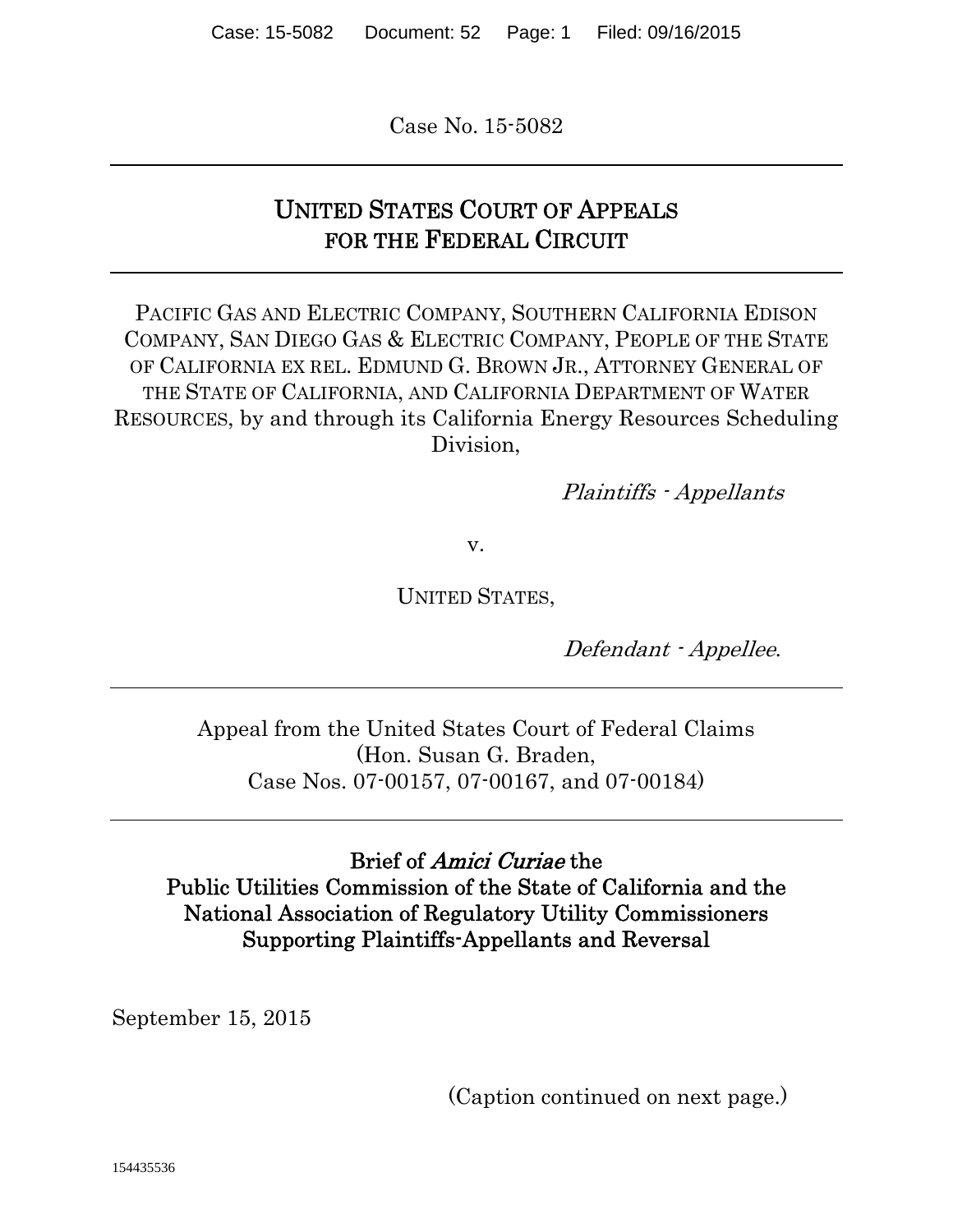Case No. 15-5082

---

# UNITED STATES COURT OF APPEALS FOR THE FEDERAL CIRCUIT

---

PACIFIC GAS AND ELECTRIC COMPANY, SOUTHERN CALIFORNIA EDISON COMPANY, SAN DIEGO GAS & ELECTRIC COMPANY, PEOPLE OF THE STATE OF CALIFORNIA EX REL. EDMUND G. BROWN JR., ATTORNEY GENERAL OF THE STATE OF CALIFORNIA, AND CALIFORNIA DEPARTMENT OF WATER RESOURCES, by and through its California Energy Resources Scheduling Division,

*Plaintiffs - Appellants*

v.

UNITED STATES,

*Defendant - Appellee*.

---

Appeal from the United States Court of Federal Claims
(Hon. Susan G. Braden,
Case Nos. 07-00157, 07-00167, and 07-00184)

---

**Brief of *Amici Curiae* the
Public Utilities Commission of the State of California and the
National Association of Regulatory Utility Commissioners
Supporting Plaintiffs-Appellants and Reversal**

September 15, 2015

(Caption continued on next page.)

154435536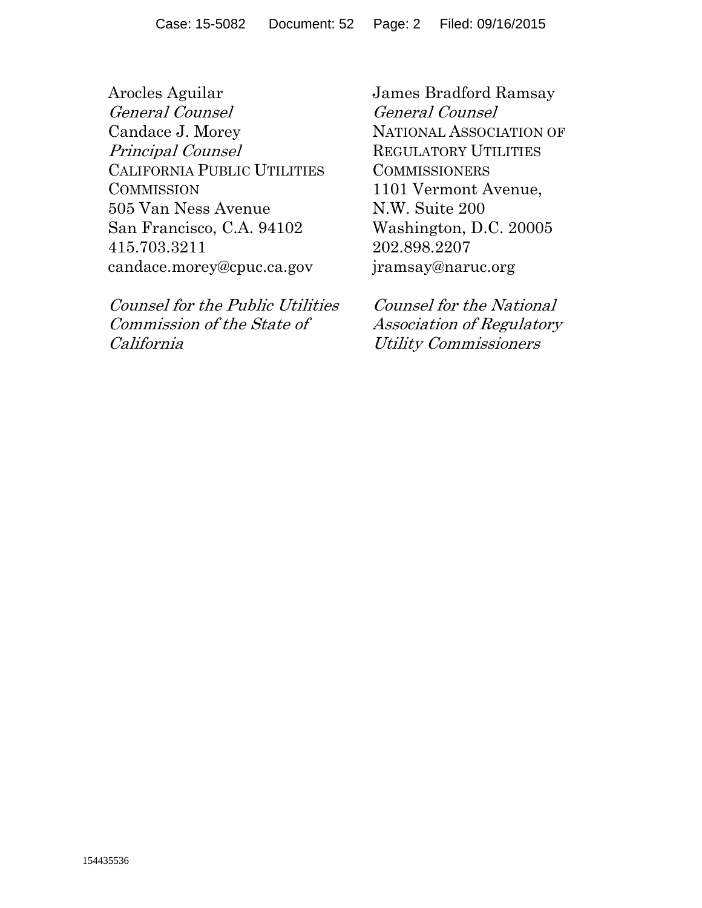Arocles Aguilar
*General Counsel*
Candace J. Morey
*Principal Counsel*
CALIFORNIA PUBLIC UTILITIES COMMISSION
505 Van Ness Avenue
San Francisco, C.A. 94102
415.703.3211
candace.morey@cpuc.ca.gov

*Counsel for the Public Utilities Commission of the State of California*

James Bradford Ramsay
*General Counsel*
NATIONAL ASSOCIATION OF REGULATORY UTILITIES COMMISSIONERS
1101 Vermont Avenue, N.W. Suite 200
Washington, D.C. 20005
202.898.2207
jramsay@naruc.org

*Counsel for the National Association of Regulatory Utility Commissioners*

154435536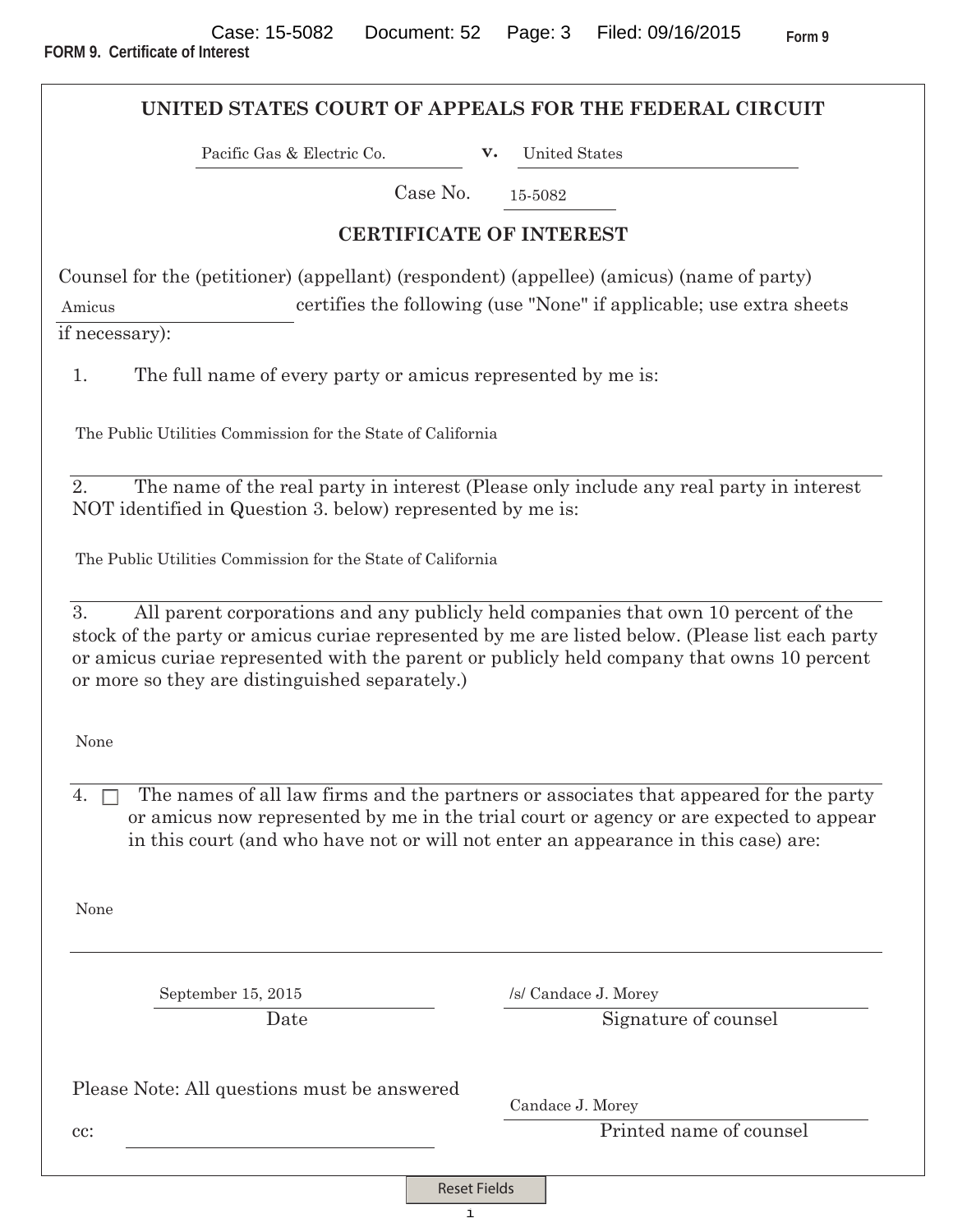FORM 9. Certificate of Interest

Form 9

## UNITED STATES COURT OF APPEALS FOR THE FEDERAL CIRCUIT

Pacific Gas & Electric Co. **v.** United States

Case No. 15-5082

## CERTIFICATE OF INTEREST

Counsel for the (petitioner) (appellant) (respondent) (appellee) (amicus) (name of party) Amicus certifies the following (use "None" if applicable; use extra sheets if necessary):

1. The full name of every party or amicus represented by me is:

The Public Utilities Commission for the State of California

2. The name of the real party in interest (Please only include any real party in interest NOT identified in Question 3. below) represented by me is:

The Public Utilities Commission for the State of California

3. All parent corporations and any publicly held companies that own 10 percent of the stock of the party or amicus curiae represented by me are listed below. (Please list each party or amicus curiae represented with the parent or publicly held company that owns 10 percent or more so they are distinguished separately.)

None

4. ☐ The names of all law firms and the partners or associates that appeared for the party or amicus now represented by me in the trial court or agency or are expected to appear in this court (and who have not or will not enter an appearance in this case) are:

None

September 15, 2015
Date

/s/ Candace J. Morey
Signature of counsel

Please Note: All questions must be answered

Candace J. Morey
Printed name of counsel

cc: \_\_\_\_\_\_\_\_\_\_\_\_\_\_\_\_\_\_\_\_

Reset Fields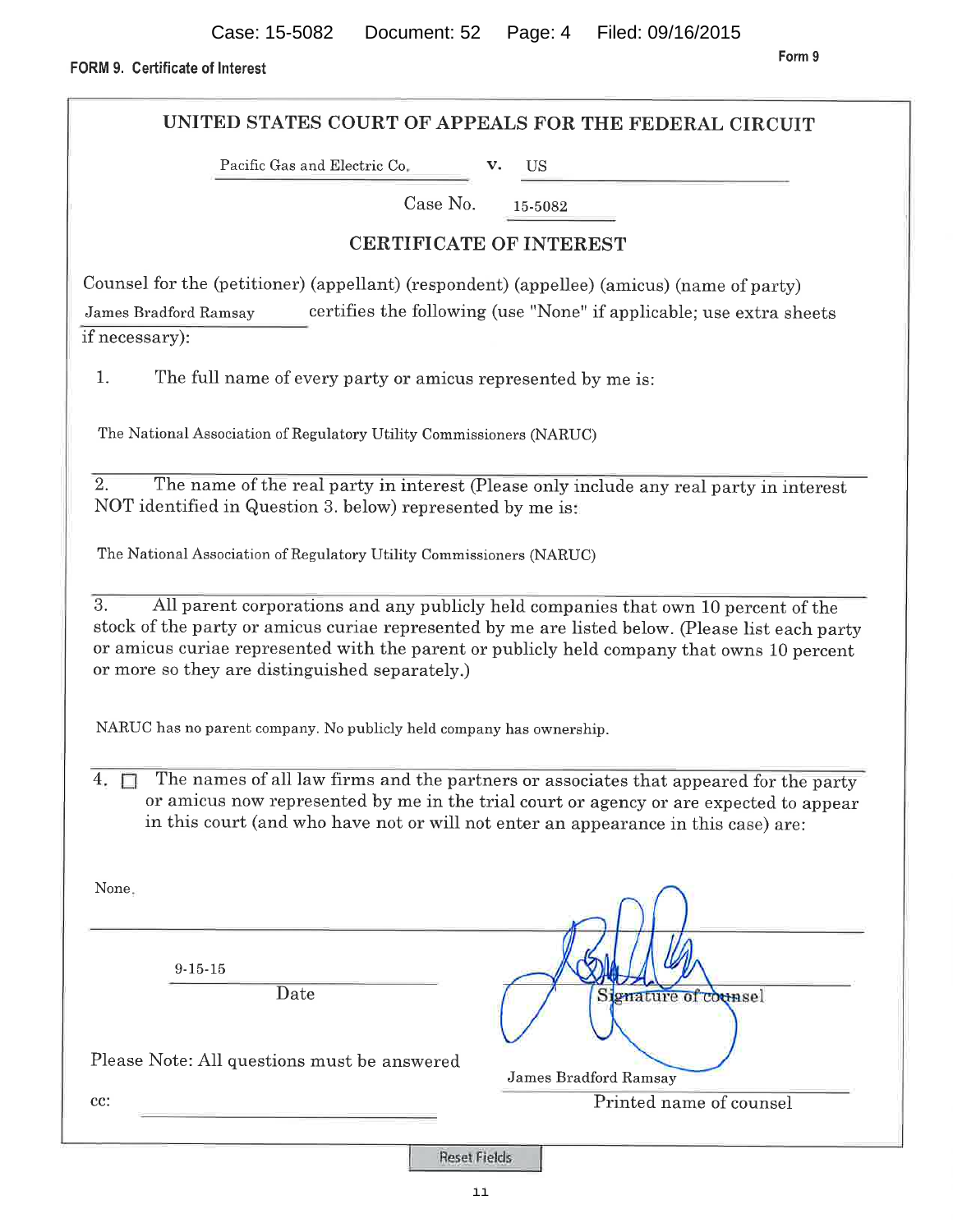FORM 9. Certificate of Interest

# UNITED STATES COURT OF APPEALS FOR THE FEDERAL CIRCUIT

Pacific Gas and Electric Co. **v.** US

Case No. 15-5082

## CERTIFICATE OF INTEREST

Counsel for the (petitioner) (appellant) (respondent) (appellee) (amicus) (name of party) James Bradford Ramsay certifies the following (use "None" if applicable; use extra sheets if necessary):

1. The full name of every party or amicus represented by me is:

The National Association of Regulatory Utility Commissioners (NARUC)

2. The name of the real party in interest (Please only include any real party in interest NOT identified in Question 3. below) represented by me is:

The National Association of Regulatory Utility Commissioners (NARUC)

3. All parent corporations and any publicly held companies that own 10 percent of the stock of the party or amicus curiae represented by me are listed below. (Please list each party or amicus curiae represented with the parent or publicly held company that owns 10 percent or more so they are distinguished separately.)

NARUC has no parent company. No publicly held company has ownership.

4. ☐ The names of all law firms and the partners or associates that appeared for the party or amicus now represented by me in the trial court or agency or are expected to appear in this court (and who have not or will not enter an appearance in this case) are:

None.

9-15-15
Date

Signature of counsel

James Bradford Ramsay
Printed name of counsel

Please Note: All questions must be answered

cc: 

Reset Fields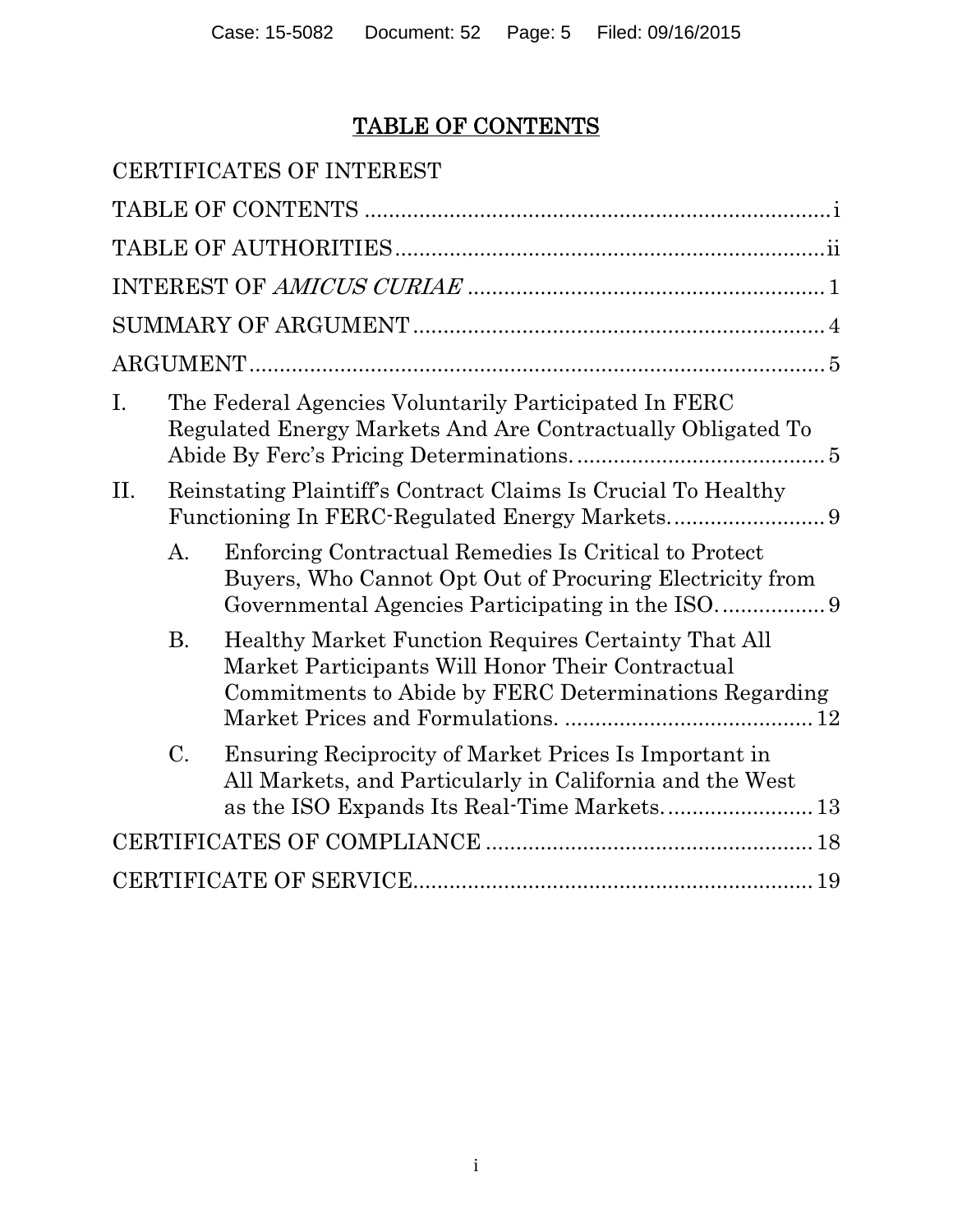# TABLE OF CONTENTS

CERTIFICATES OF INTEREST

TABLE OF CONTENTS ........................................................................... i

TABLE OF AUTHORITIES ..................................................................... ii

INTEREST OF *AMICUS CURIAE* ........................................................... 1

SUMMARY OF ARGUMENT .................................................................... 4

ARGUMENT ................................................................................................ 5

I. The Federal Agencies Voluntarily Participated In FERC Regulated Energy Markets And Are Contractually Obligated To Abide By Ferc's Pricing Determinations. ........................................ 5

II. Reinstating Plaintiff's Contract Claims Is Crucial To Healthy Functioning In FERC-Regulated Energy Markets. ........................ 9

   A. Enforcing Contractual Remedies Is Critical to Protect Buyers, Who Cannot Opt Out of Procuring Electricity from Governmental Agencies Participating in the ISO. ................ 9

   B. Healthy Market Function Requires Certainty That All Market Participants Will Honor Their Contractual Commitments to Abide by FERC Determinations Regarding Market Prices and Formulations. ........................................ 12

   C. Ensuring Reciprocity of Market Prices Is Important in All Markets, and Particularly in California and the West as the ISO Expands Its Real-Time Markets. ....................... 13

CERTIFICATES OF COMPLIANCE ..................................................... 18

CERTIFICATE OF SERVICE ................................................................. 19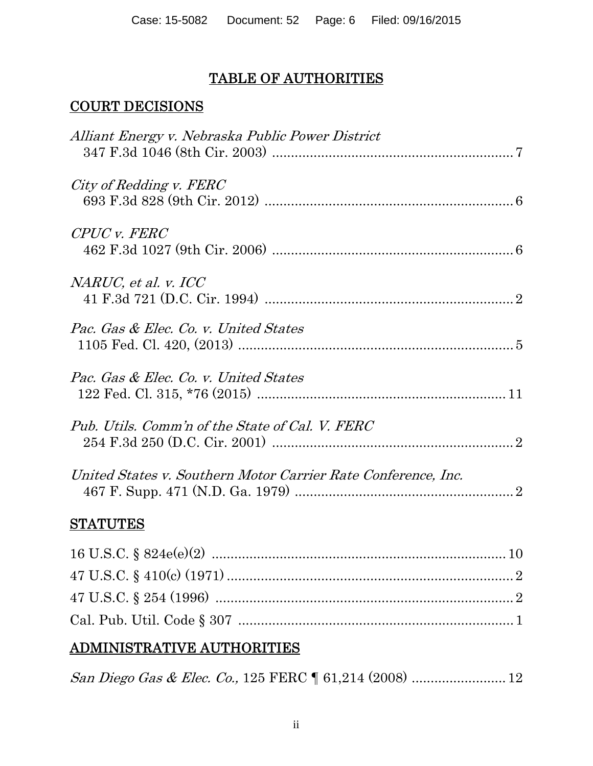# TABLE OF AUTHORITIES

## COURT DECISIONS

*Alliant Energy v. Nebraska Public Power District*
347 F.3d 1046 (8th Cir. 2003) ........................................................ 7

*City of Redding v. FERC*
693 F.3d 828 (9th Cir. 2012) ........................................................ 6

*CPUC v. FERC*
462 F.3d 1027 (9th Cir. 2006) ........................................................ 6

*NARUC, et al. v. ICC*
41 F.3d 721 (D.C. Cir. 1994) ........................................................ 2

*Pac. Gas & Elec. Co. v. United States*
1105 Fed. Cl. 420, (2013) ........................................................ 5

*Pac. Gas & Elec. Co. v. United States*
122 Fed. Cl. 315, *76 (2015) ........................................................ 11

*Pub. Utils. Comm'n of the State of Cal. V. FERC*
254 F.3d 250 (D.C. Cir. 2001) ........................................................ 2

*United States v. Southern Motor Carrier Rate Conference, Inc.*
467 F. Supp. 471 (N.D. Ga. 1979) ........................................................ 2

## STATUTES

16 U.S.C. § 824e(e)(2) ........................................................ 10
47 U.S.C. § 410(c) (1971) ........................................................ 2
47 U.S.C. § 254 (1996) ........................................................ 2
Cal. Pub. Util. Code § 307 ........................................................ 1

## ADMINISTRATIVE AUTHORITIES

*San Diego Gas & Elec. Co.,* 125 FERC ¶ 61,214 (2008) ........................ 12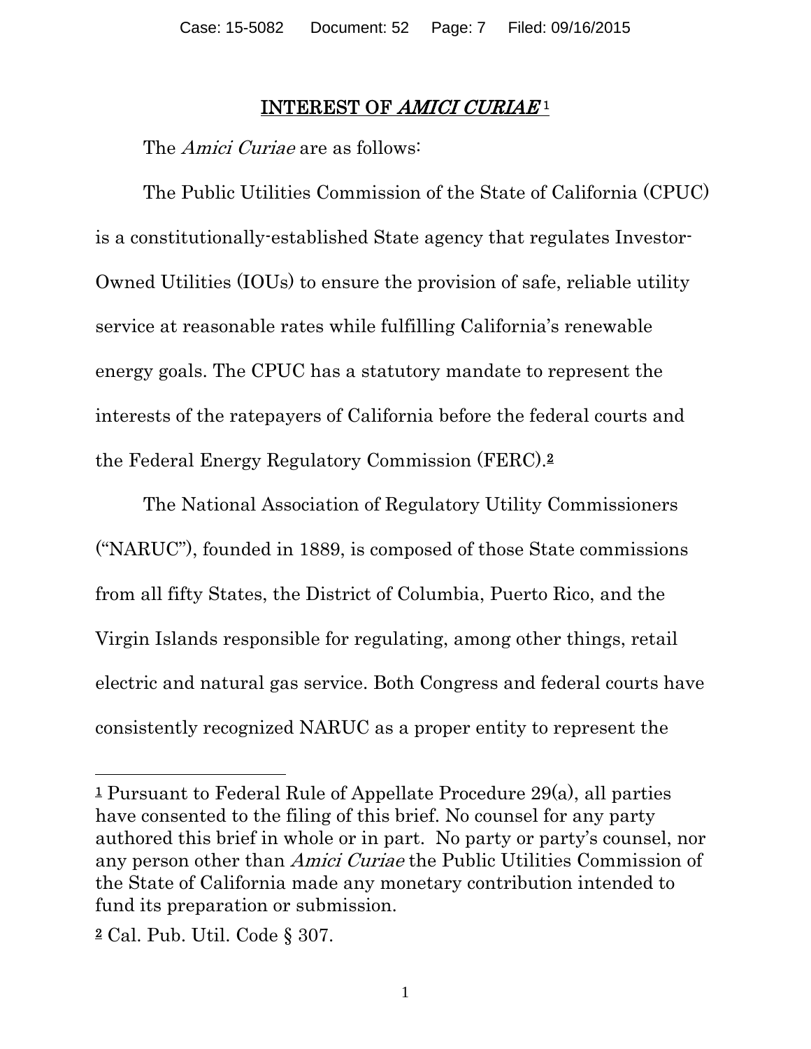## INTEREST OF *AMICI CURIAE*[1]

The *Amici Curiae* are as follows:

The Public Utilities Commission of the State of California (CPUC) is a constitutionally-established State agency that regulates Investor-Owned Utilities (IOUs) to ensure the provision of safe, reliable utility service at reasonable rates while fulfilling California's renewable energy goals. The CPUC has a statutory mandate to represent the interests of the ratepayers of California before the federal courts and the Federal Energy Regulatory Commission (FERC).[2]

The National Association of Regulatory Utility Commissioners ("NARUC"), founded in 1889, is composed of those State commissions from all fifty States, the District of Columbia, Puerto Rico, and the Virgin Islands responsible for regulating, among other things, retail electric and natural gas service. Both Congress and federal courts have consistently recognized NARUC as a proper entity to represent the

---

[1] Pursuant to Federal Rule of Appellate Procedure 29(a), all parties have consented to the filing of this brief. No counsel for any party authored this brief in whole or in part. No party or party's counsel, nor any person other than *Amici Curiae* the Public Utilities Commission of the State of California made any monetary contribution intended to fund its preparation or submission.

[2] Cal. Pub. Util. Code § 307.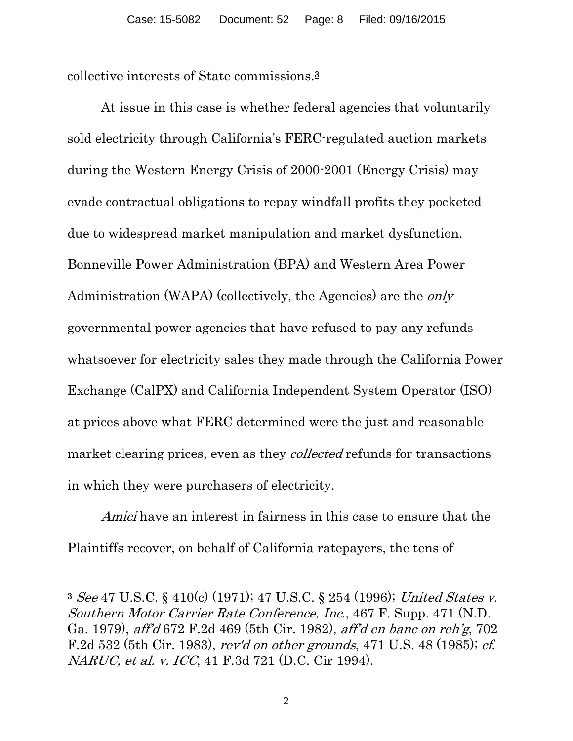collective interests of State commissions.[3]

At issue in this case is whether federal agencies that voluntarily sold electricity through California's FERC-regulated auction markets during the Western Energy Crisis of 2000-2001 (Energy Crisis) may evade contractual obligations to repay windfall profits they pocketed due to widespread market manipulation and market dysfunction. Bonneville Power Administration (BPA) and Western Area Power Administration (WAPA) (collectively, the Agencies) are the *only* governmental power agencies that have refused to pay any refunds whatsoever for electricity sales they made through the California Power Exchange (CalPX) and California Independent System Operator (ISO) at prices above what FERC determined were the just and reasonable market clearing prices, even as they *collected* refunds for transactions in which they were purchasers of electricity.

*Amici* have an interest in fairness in this case to ensure that the Plaintiffs recover, on behalf of California ratepayers, the tens of

---

[3] *See* 47 U.S.C. § 410(c) (1971); 47 U.S.C. § 254 (1996); *United States v. Southern Motor Carrier Rate Conference, Inc.*, 467 F. Supp. 471 (N.D. Ga. 1979), *aff'd* 672 F.2d 469 (5th Cir. 1982), *aff'd en banc on reh'g*, 702 F.2d 532 (5th Cir. 1983), *rev'd on other grounds*, 471 U.S. 48 (1985); *cf. NARUC, et al. v. ICC*, 41 F.3d 721 (D.C. Cir 1994).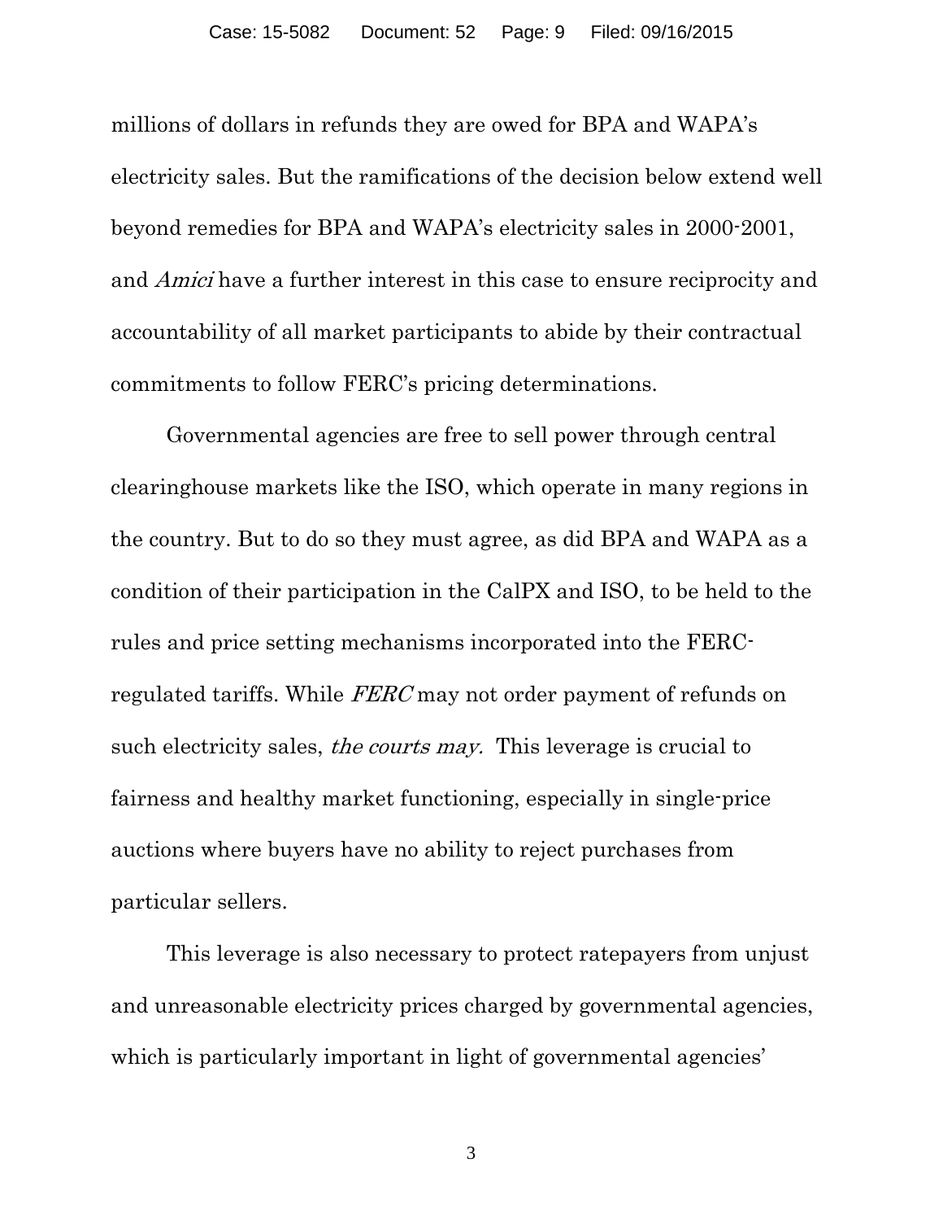millions of dollars in refunds they are owed for BPA and WAPA's electricity sales. But the ramifications of the decision below extend well beyond remedies for BPA and WAPA's electricity sales in 2000-2001, and *Amici* have a further interest in this case to ensure reciprocity and accountability of all market participants to abide by their contractual commitments to follow FERC's pricing determinations.

Governmental agencies are free to sell power through central clearinghouse markets like the ISO, which operate in many regions in the country. But to do so they must agree, as did BPA and WAPA as a condition of their participation in the CalPX and ISO, to be held to the rules and price setting mechanisms incorporated into the FERC-regulated tariffs. While *FERC* may not order payment of refunds on such electricity sales, *the courts may.* This leverage is crucial to fairness and healthy market functioning, especially in single-price auctions where buyers have no ability to reject purchases from particular sellers.

This leverage is also necessary to protect ratepayers from unjust and unreasonable electricity prices charged by governmental agencies, which is particularly important in light of governmental agencies'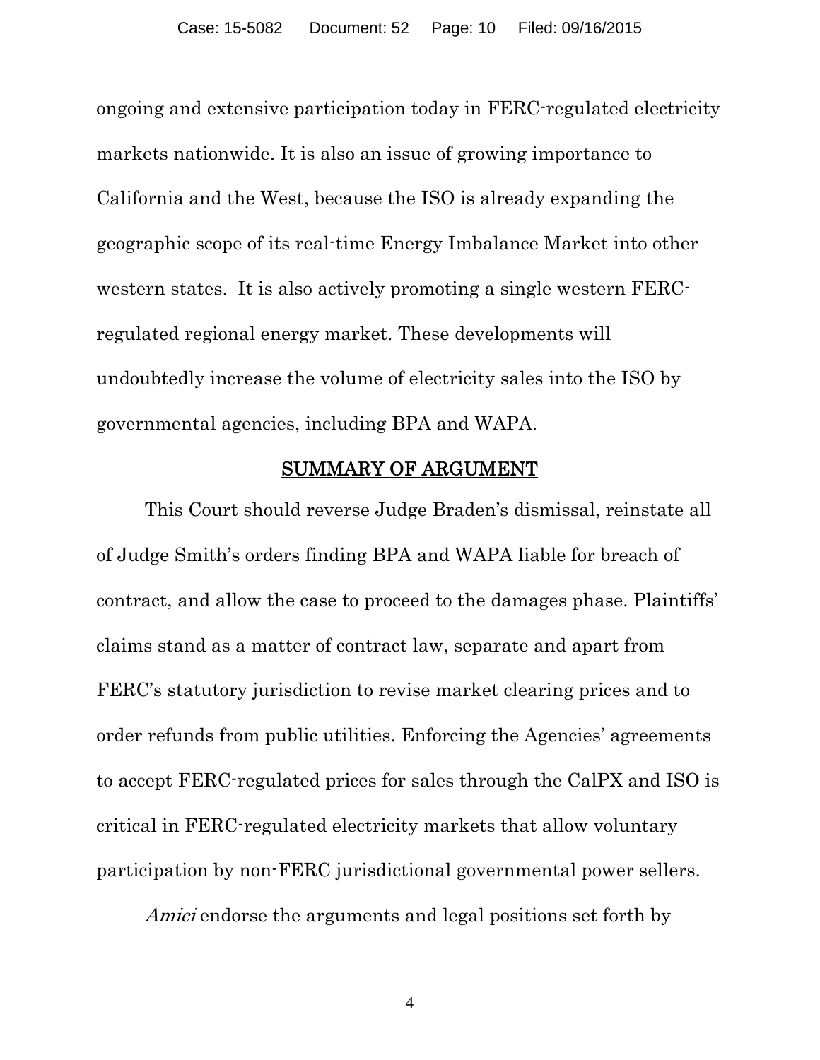ongoing and extensive participation today in FERC-regulated electricity markets nationwide. It is also an issue of growing importance to California and the West, because the ISO is already expanding the geographic scope of its real-time Energy Imbalance Market into other western states. It is also actively promoting a single western FERC-regulated regional energy market. These developments will undoubtedly increase the volume of electricity sales into the ISO by governmental agencies, including BPA and WAPA.

## SUMMARY OF ARGUMENT

This Court should reverse Judge Braden's dismissal, reinstate all of Judge Smith's orders finding BPA and WAPA liable for breach of contract, and allow the case to proceed to the damages phase. Plaintiffs' claims stand as a matter of contract law, separate and apart from FERC's statutory jurisdiction to revise market clearing prices and to order refunds from public utilities. Enforcing the Agencies' agreements to accept FERC-regulated prices for sales through the CalPX and ISO is critical in FERC-regulated electricity markets that allow voluntary participation by non-FERC jurisdictional governmental power sellers.

*Amici* endorse the arguments and legal positions set forth by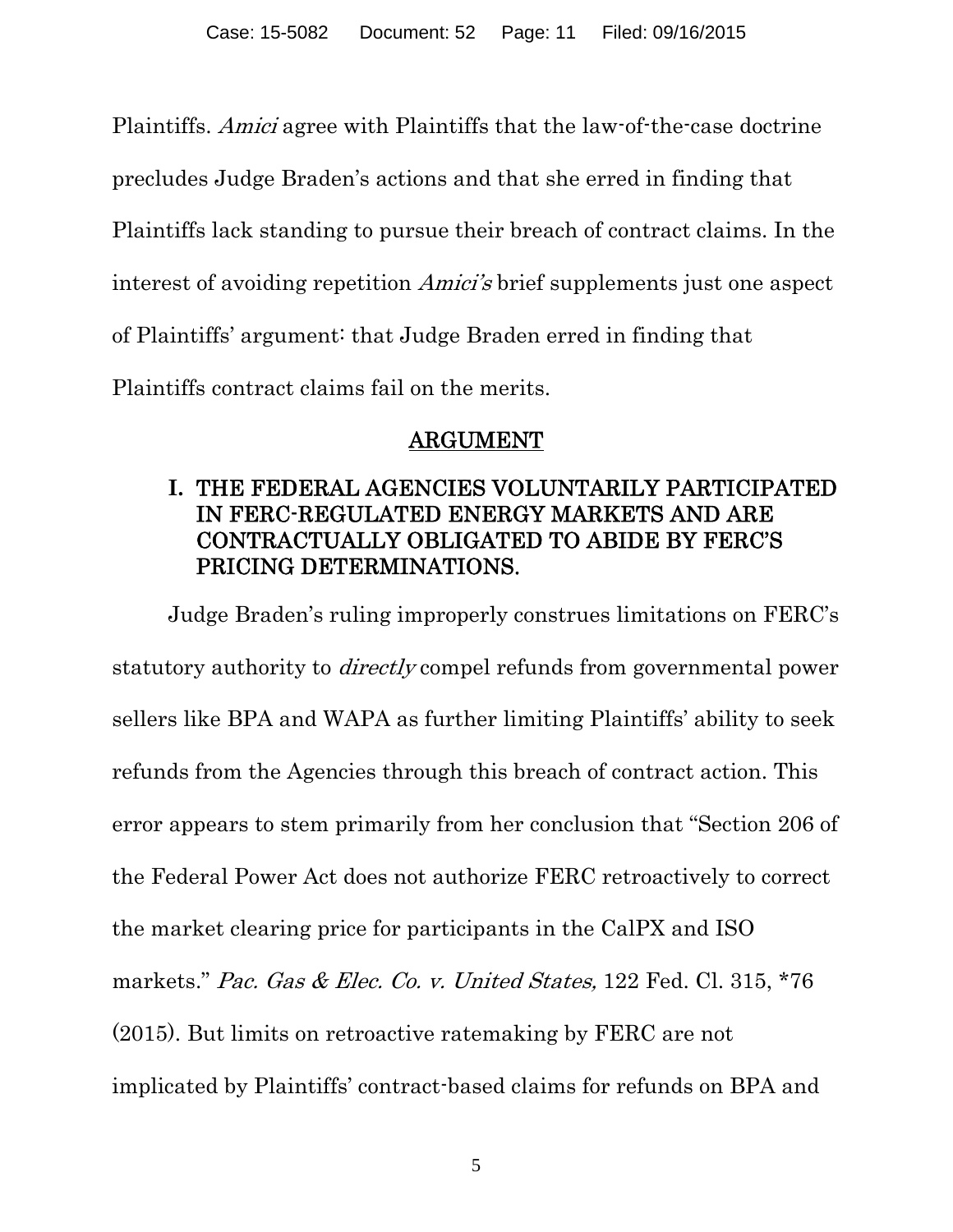Plaintiffs. *Amici* agree with Plaintiffs that the law-of-the-case doctrine precludes Judge Braden's actions and that she erred in finding that Plaintiffs lack standing to pursue their breach of contract claims. In the interest of avoiding repetition *Amici's* brief supplements just one aspect of Plaintiffs' argument: that Judge Braden erred in finding that Plaintiffs contract claims fail on the merits.

## ARGUMENT

### I. THE FEDERAL AGENCIES VOLUNTARILY PARTICIPATED IN FERC-REGULATED ENERGY MARKETS AND ARE CONTRACTUALLY OBLIGATED TO ABIDE BY FERC'S PRICING DETERMINATIONS.

Judge Braden's ruling improperly construes limitations on FERC's statutory authority to *directly* compel refunds from governmental power sellers like BPA and WAPA as further limiting Plaintiffs' ability to seek refunds from the Agencies through this breach of contract action. This error appears to stem primarily from her conclusion that "Section 206 of the Federal Power Act does not authorize FERC retroactively to correct the market clearing price for participants in the CalPX and ISO markets." *Pac. Gas & Elec. Co. v. United States,* 122 Fed. Cl. 315, *76 (2015). But limits on retroactive ratemaking by FERC are not implicated by Plaintiffs' contract-based claims for refunds on BPA and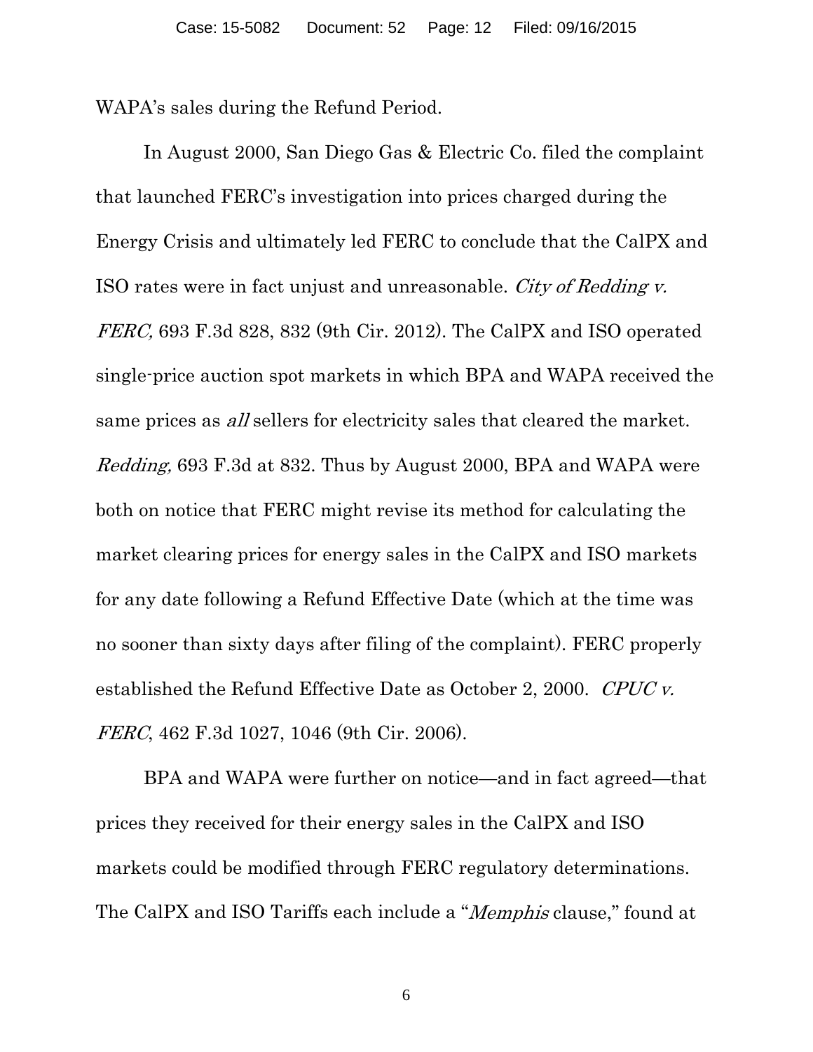WAPA's sales during the Refund Period.

In August 2000, San Diego Gas & Electric Co. filed the complaint that launched FERC's investigation into prices charged during the Energy Crisis and ultimately led FERC to conclude that the CalPX and ISO rates were in fact unjust and unreasonable. *City of Redding v. FERC,* 693 F.3d 828, 832 (9th Cir. 2012). The CalPX and ISO operated single-price auction spot markets in which BPA and WAPA received the same prices as *all* sellers for electricity sales that cleared the market. *Redding,* 693 F.3d at 832. Thus by August 2000, BPA and WAPA were both on notice that FERC might revise its method for calculating the market clearing prices for energy sales in the CalPX and ISO markets for any date following a Refund Effective Date (which at the time was no sooner than sixty days after filing of the complaint). FERC properly established the Refund Effective Date as October 2, 2000. *CPUC v. FERC*, 462 F.3d 1027, 1046 (9th Cir. 2006).

BPA and WAPA were further on notice—and in fact agreed—that prices they received for their energy sales in the CalPX and ISO markets could be modified through FERC regulatory determinations. The CalPX and ISO Tariffs each include a "*Memphis* clause," found at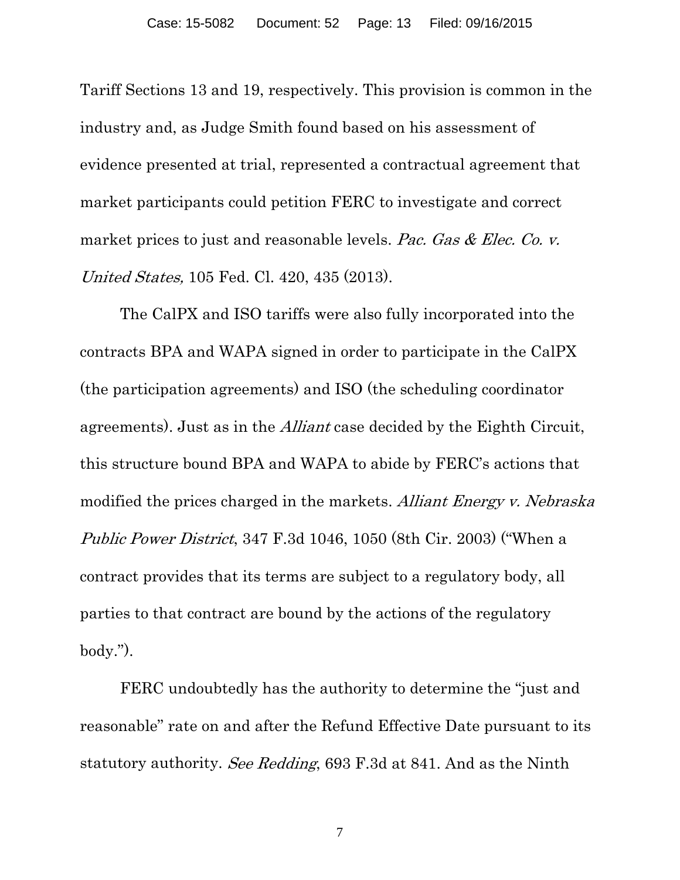Tariff Sections 13 and 19, respectively. This provision is common in the industry and, as Judge Smith found based on his assessment of evidence presented at trial, represented a contractual agreement that market participants could petition FERC to investigate and correct market prices to just and reasonable levels. *Pac. Gas & Elec. Co. v. United States,* 105 Fed. Cl. 420, 435 (2013).

The CalPX and ISO tariffs were also fully incorporated into the contracts BPA and WAPA signed in order to participate in the CalPX (the participation agreements) and ISO (the scheduling coordinator agreements). Just as in the *Alliant* case decided by the Eighth Circuit, this structure bound BPA and WAPA to abide by FERC's actions that modified the prices charged in the markets. *Alliant Energy v. Nebraska Public Power District*, 347 F.3d 1046, 1050 (8th Cir. 2003) ("When a contract provides that its terms are subject to a regulatory body, all parties to that contract are bound by the actions of the regulatory body.").

FERC undoubtedly has the authority to determine the "just and reasonable" rate on and after the Refund Effective Date pursuant to its statutory authority. *See Redding*, 693 F.3d at 841. And as the Ninth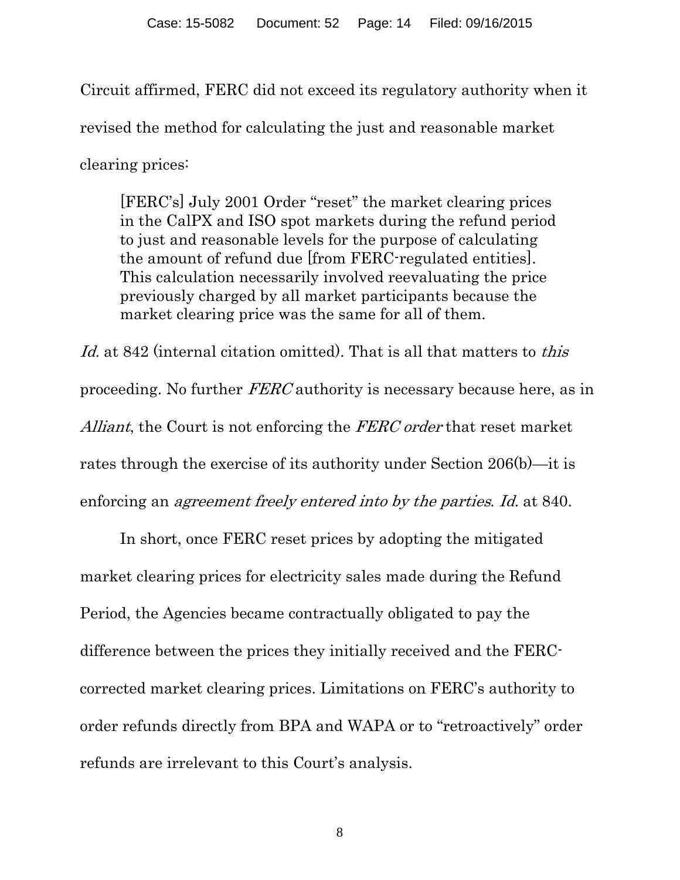Circuit affirmed, FERC did not exceed its regulatory authority when it revised the method for calculating the just and reasonable market clearing prices:

> [FERC's] July 2001 Order "reset" the market clearing prices in the CalPX and ISO spot markets during the refund period to just and reasonable levels for the purpose of calculating the amount of refund due [from FERC-regulated entities]. This calculation necessarily involved reevaluating the price previously charged by all market participants because the market clearing price was the same for all of them.

*Id.* at 842 (internal citation omitted). That is all that matters to *this* proceeding. No further *FERC* authority is necessary because here, as in *Alliant*, the Court is not enforcing the *FERC order* that reset market rates through the exercise of its authority under Section 206(b)—it is enforcing an *agreement freely entered into by the parties*. *Id.* at 840.

In short, once FERC reset prices by adopting the mitigated market clearing prices for electricity sales made during the Refund Period, the Agencies became contractually obligated to pay the difference between the prices they initially received and the FERC-corrected market clearing prices. Limitations on FERC's authority to order refunds directly from BPA and WAPA or to "retroactively" order refunds are irrelevant to this Court's analysis.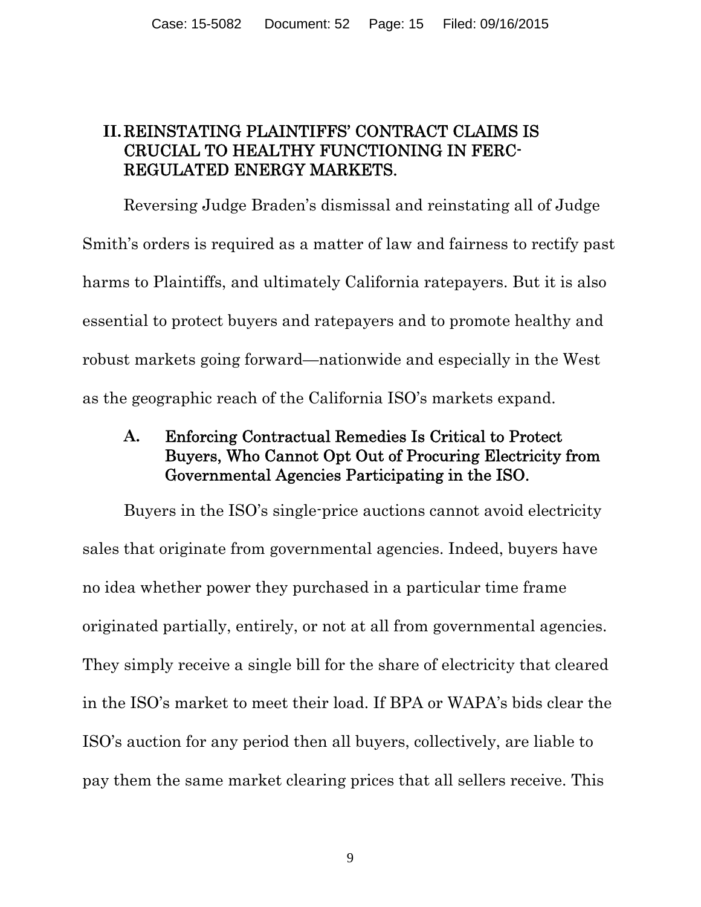## II. REINSTATING PLAINTIFFS' CONTRACT CLAIMS IS CRUCIAL TO HEALTHY FUNCTIONING IN FERC-REGULATED ENERGY MARKETS.

Reversing Judge Braden's dismissal and reinstating all of Judge Smith's orders is required as a matter of law and fairness to rectify past harms to Plaintiffs, and ultimately California ratepayers. But it is also essential to protect buyers and ratepayers and to promote healthy and robust markets going forward—nationwide and especially in the West as the geographic reach of the California ISO's markets expand.

### A. Enforcing Contractual Remedies Is Critical to Protect Buyers, Who Cannot Opt Out of Procuring Electricity from Governmental Agencies Participating in the ISO.

Buyers in the ISO's single-price auctions cannot avoid electricity sales that originate from governmental agencies. Indeed, buyers have no idea whether power they purchased in a particular time frame originated partially, entirely, or not at all from governmental agencies. They simply receive a single bill for the share of electricity that cleared in the ISO's market to meet their load. If BPA or WAPA's bids clear the ISO's auction for any period then all buyers, collectively, are liable to pay them the same market clearing prices that all sellers receive. This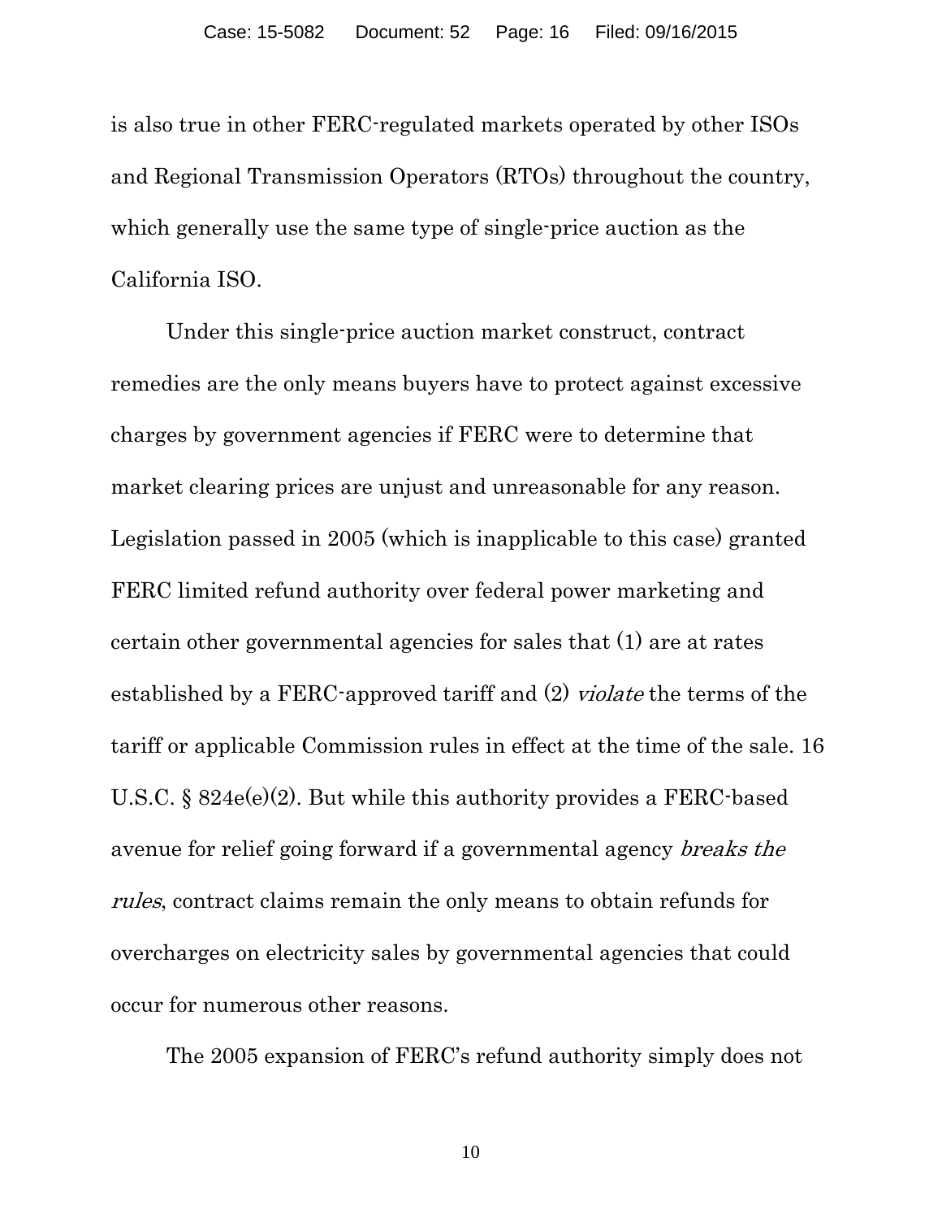is also true in other FERC-regulated markets operated by other ISOs and Regional Transmission Operators (RTOs) throughout the country, which generally use the same type of single-price auction as the California ISO.

Under this single-price auction market construct, contract remedies are the only means buyers have to protect against excessive charges by government agencies if FERC were to determine that market clearing prices are unjust and unreasonable for any reason. Legislation passed in 2005 (which is inapplicable to this case) granted FERC limited refund authority over federal power marketing and certain other governmental agencies for sales that (1) are at rates established by a FERC-approved tariff and (2) *violate* the terms of the tariff or applicable Commission rules in effect at the time of the sale. 16 U.S.C. § 824e(e)(2). But while this authority provides a FERC-based avenue for relief going forward if a governmental agency *breaks the rules*, contract claims remain the only means to obtain refunds for overcharges on electricity sales by governmental agencies that could occur for numerous other reasons.

The 2005 expansion of FERC's refund authority simply does not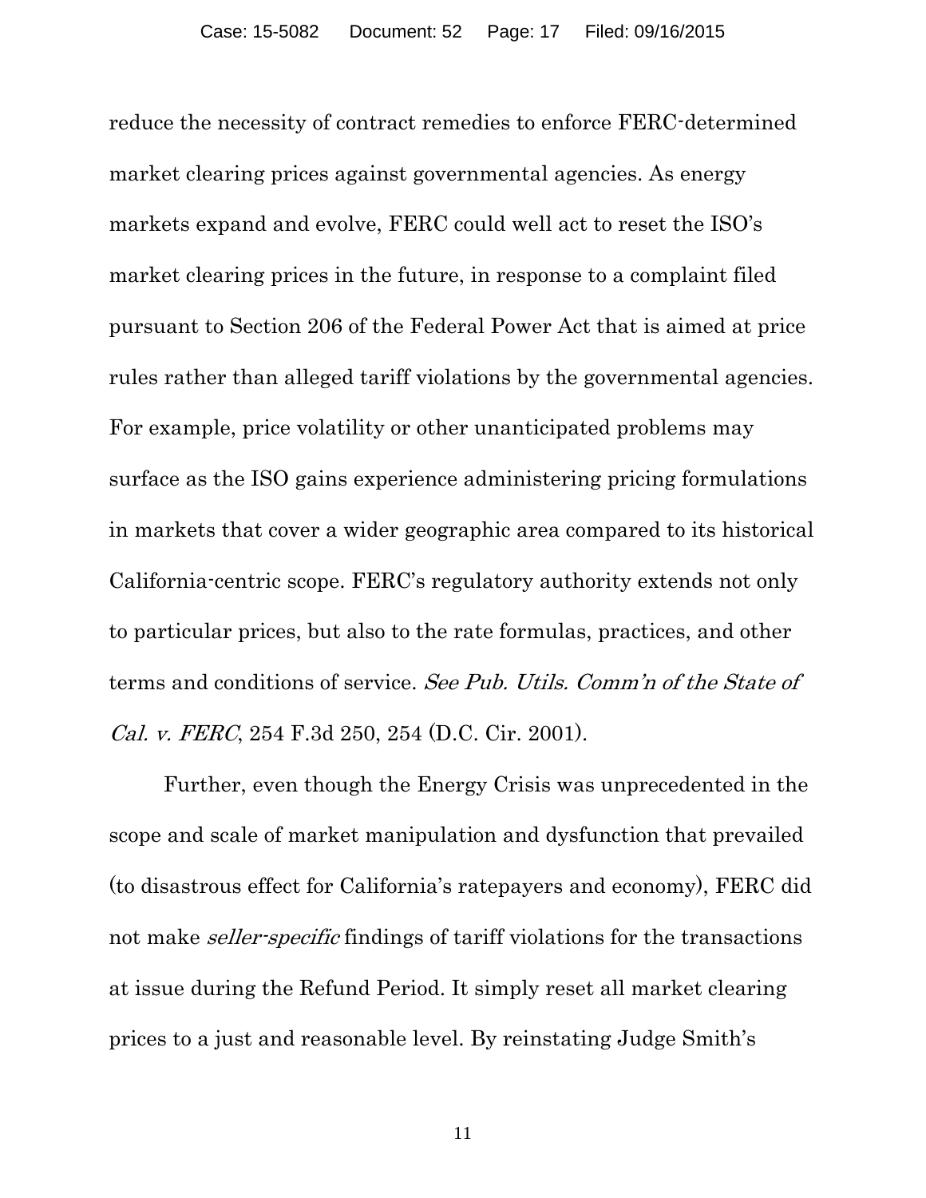reduce the necessity of contract remedies to enforce FERC-determined market clearing prices against governmental agencies. As energy markets expand and evolve, FERC could well act to reset the ISO's market clearing prices in the future, in response to a complaint filed pursuant to Section 206 of the Federal Power Act that is aimed at price rules rather than alleged tariff violations by the governmental agencies. For example, price volatility or other unanticipated problems may surface as the ISO gains experience administering pricing formulations in markets that cover a wider geographic area compared to its historical California-centric scope. FERC's regulatory authority extends not only to particular prices, but also to the rate formulas, practices, and other terms and conditions of service. *See Pub. Utils. Comm'n of the State of Cal. v. FERC*, 254 F.3d 250, 254 (D.C. Cir. 2001).

Further, even though the Energy Crisis was unprecedented in the scope and scale of market manipulation and dysfunction that prevailed (to disastrous effect for California's ratepayers and economy), FERC did not make *seller-specific* findings of tariff violations for the transactions at issue during the Refund Period. It simply reset all market clearing prices to a just and reasonable level. By reinstating Judge Smith's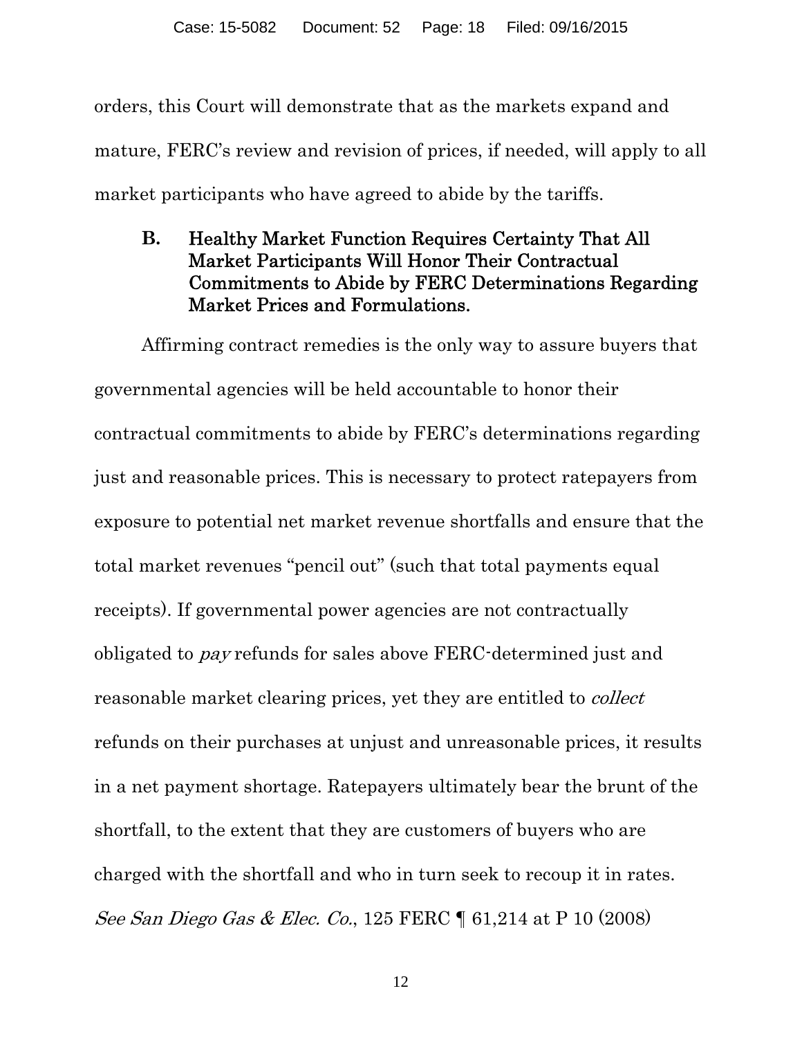orders, this Court will demonstrate that as the markets expand and mature, FERC's review and revision of prices, if needed, will apply to all market participants who have agreed to abide by the tariffs.

### B. Healthy Market Function Requires Certainty That All Market Participants Will Honor Their Contractual Commitments to Abide by FERC Determinations Regarding Market Prices and Formulations.

Affirming contract remedies is the only way to assure buyers that governmental agencies will be held accountable to honor their contractual commitments to abide by FERC's determinations regarding just and reasonable prices. This is necessary to protect ratepayers from exposure to potential net market revenue shortfalls and ensure that the total market revenues "pencil out" (such that total payments equal receipts). If governmental power agencies are not contractually obligated to *pay* refunds for sales above FERC-determined just and reasonable market clearing prices, yet they are entitled to *collect* refunds on their purchases at unjust and unreasonable prices, it results in a net payment shortage. Ratepayers ultimately bear the brunt of the shortfall, to the extent that they are customers of buyers who are charged with the shortfall and who in turn seek to recoup it in rates. *See San Diego Gas & Elec. Co.*, 125 FERC ¶ 61,214 at P 10 (2008)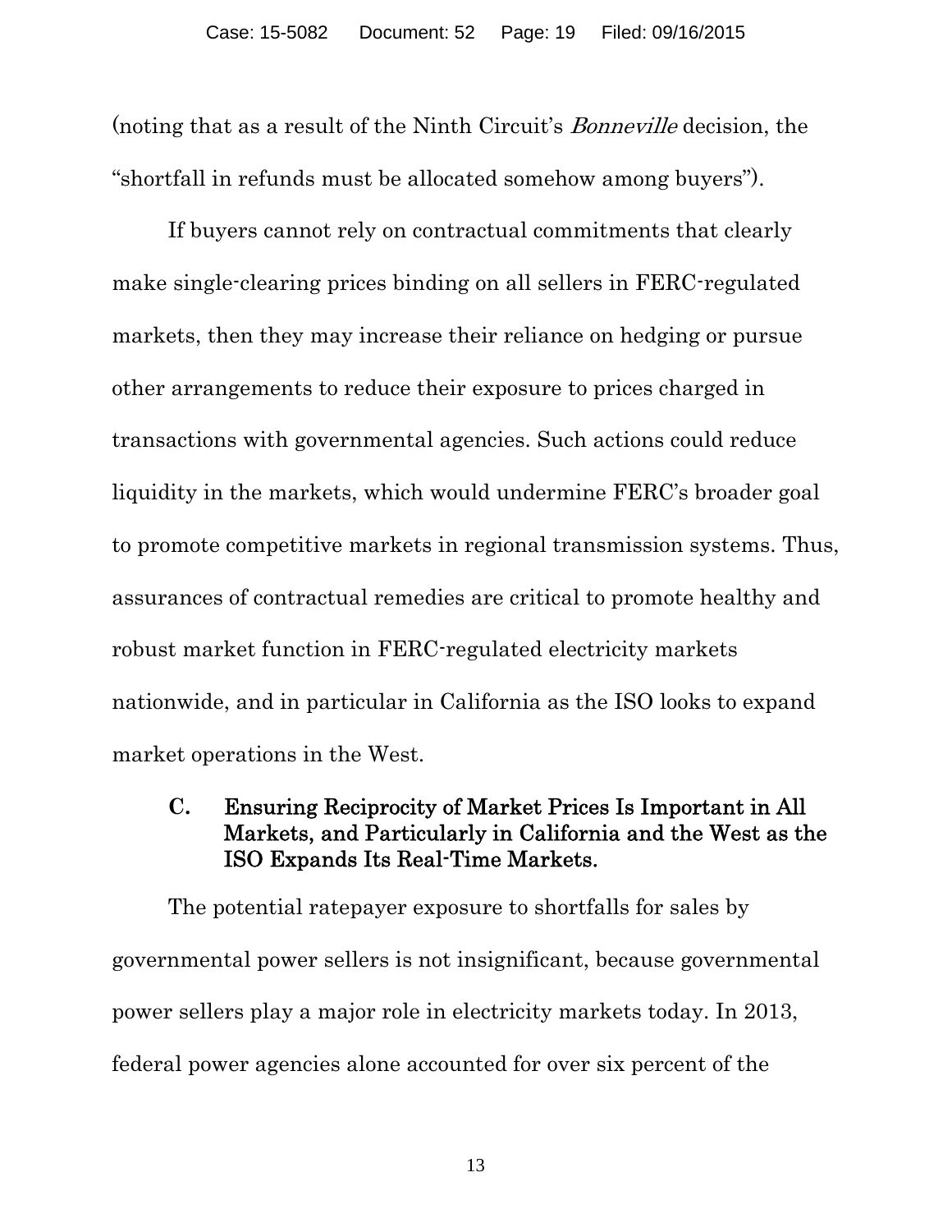(noting that as a result of the Ninth Circuit's *Bonneville* decision, the "shortfall in refunds must be allocated somehow among buyers").

If buyers cannot rely on contractual commitments that clearly make single-clearing prices binding on all sellers in FERC-regulated markets, then they may increase their reliance on hedging or pursue other arrangements to reduce their exposure to prices charged in transactions with governmental agencies. Such actions could reduce liquidity in the markets, which would undermine FERC's broader goal to promote competitive markets in regional transmission systems. Thus, assurances of contractual remedies are critical to promote healthy and robust market function in FERC-regulated electricity markets nationwide, and in particular in California as the ISO looks to expand market operations in the West.

### C. Ensuring Reciprocity of Market Prices Is Important in All Markets, and Particularly in California and the West as the ISO Expands Its Real-Time Markets.

The potential ratepayer exposure to shortfalls for sales by governmental power sellers is not insignificant, because governmental power sellers play a major role in electricity markets today. In 2013, federal power agencies alone accounted for over six percent of the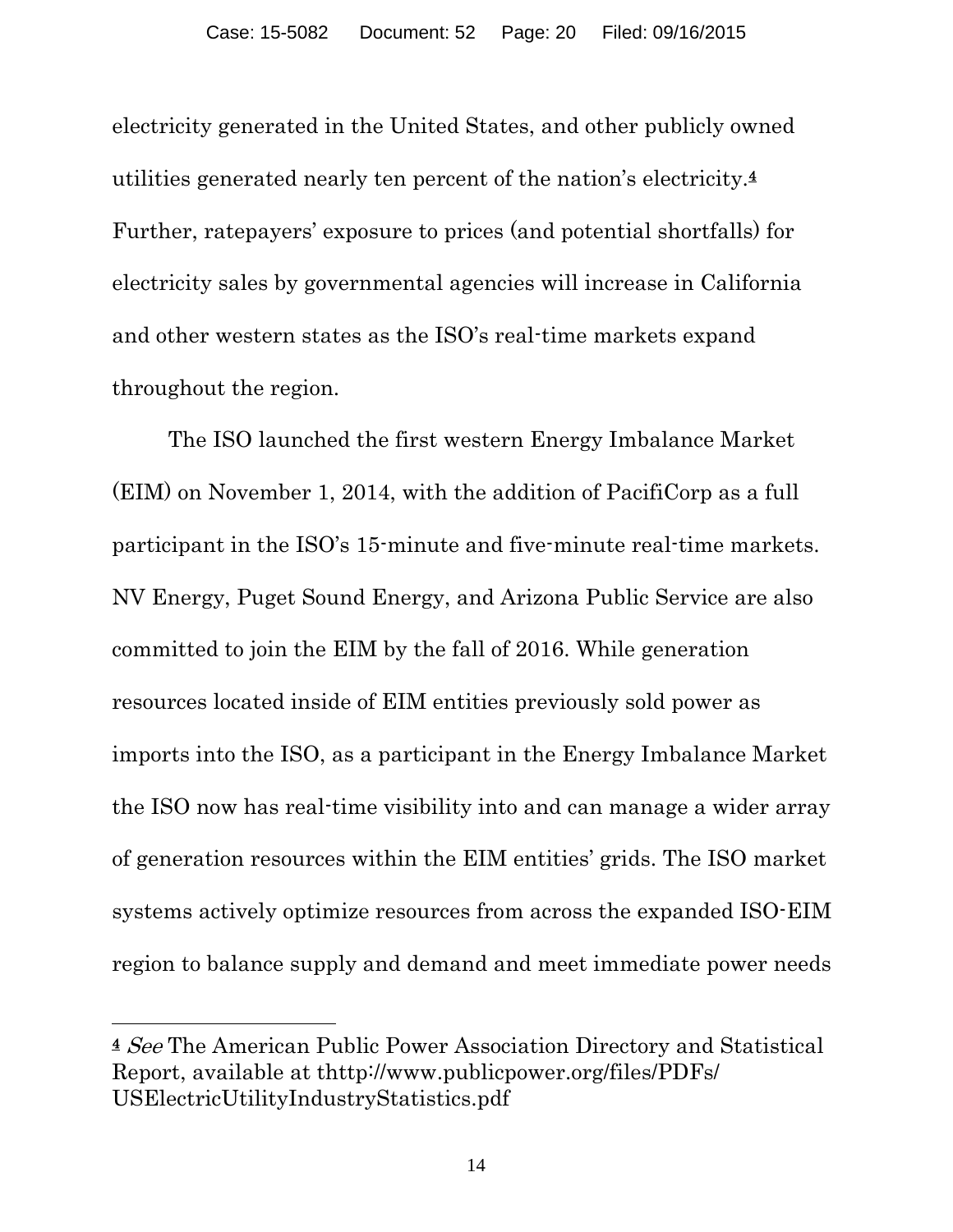electricity generated in the United States, and other publicly owned utilities generated nearly ten percent of the nation's electricity.[4] Further, ratepayers' exposure to prices (and potential shortfalls) for electricity sales by governmental agencies will increase in California and other western states as the ISO's real-time markets expand throughout the region.

The ISO launched the first western Energy Imbalance Market (EIM) on November 1, 2014, with the addition of PacifiCorp as a full participant in the ISO's 15-minute and five-minute real-time markets. NV Energy, Puget Sound Energy, and Arizona Public Service are also committed to join the EIM by the fall of 2016. While generation resources located inside of EIM entities previously sold power as imports into the ISO, as a participant in the Energy Imbalance Market the ISO now has real-time visibility into and can manage a wider array of generation resources within the EIM entities' grids. The ISO market systems actively optimize resources from across the expanded ISO-EIM region to balance supply and demand and meet immediate power needs

---

[4] *See* The American Public Power Association Directory and Statistical Report, available at thttp://www.publicpower.org/files/PDFs/USElectricUtilityIndustryStatistics.pdf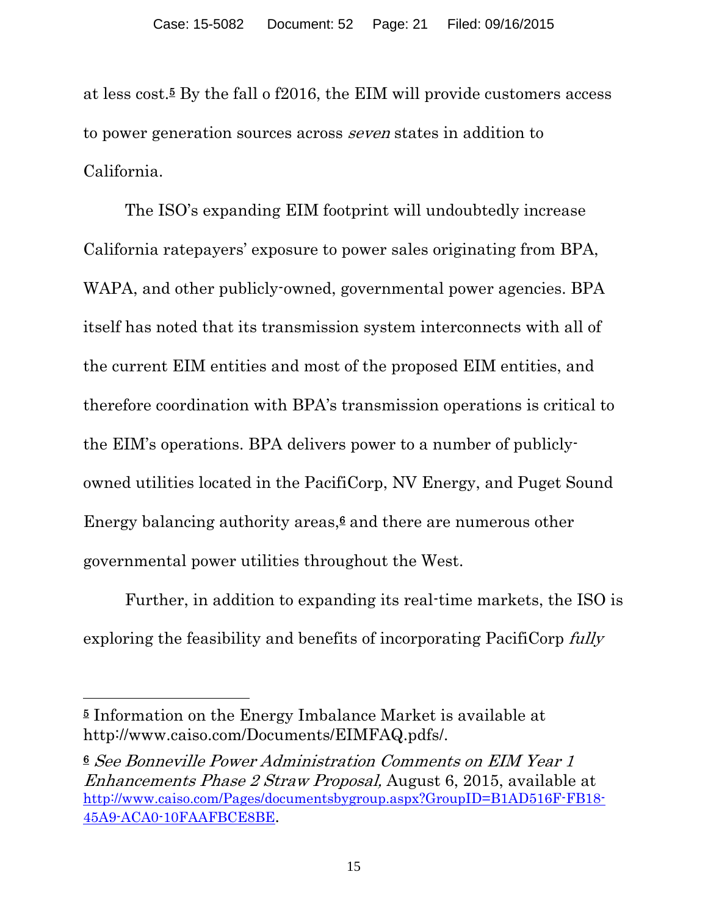at less cost.[5] By the fall o f2016, the EIM will provide customers access to power generation sources across *seven* states in addition to California.

The ISO's expanding EIM footprint will undoubtedly increase California ratepayers' exposure to power sales originating from BPA, WAPA, and other publicly-owned, governmental power agencies. BPA itself has noted that its transmission system interconnects with all of the current EIM entities and most of the proposed EIM entities, and therefore coordination with BPA's transmission operations is critical to the EIM's operations. BPA delivers power to a number of publicly-owned utilities located in the PacifiCorp, NV Energy, and Puget Sound Energy balancing authority areas,[6] and there are numerous other governmental power utilities throughout the West.

Further, in addition to expanding its real-time markets, the ISO is exploring the feasibility and benefits of incorporating PacifiCorp *fully*

---

[5] Information on the Energy Imbalance Market is available at http://www.caiso.com/Documents/EIMFAQ.pdfs/.

[6] *See Bonneville Power Administration Comments on EIM Year 1 Enhancements Phase 2 Straw Proposal,* August 6, 2015, available at http://www.caiso.com/Pages/documentsbygroup.aspx?GroupID=B1AD516F-FB18-45A9-ACA0-10FAAFBCE8BE.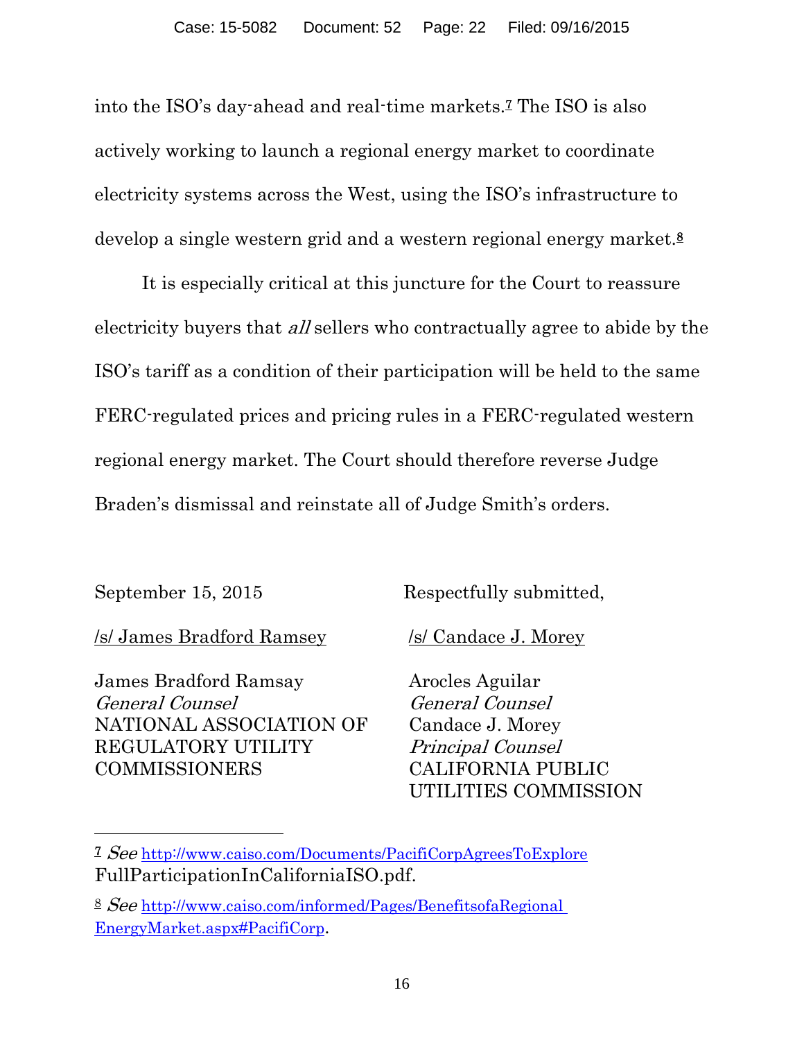into the ISO's day-ahead and real-time markets.[7] The ISO is also actively working to launch a regional energy market to coordinate electricity systems across the West, using the ISO's infrastructure to develop a single western grid and a western regional energy market.[8]

It is especially critical at this juncture for the Court to reassure electricity buyers that *all* sellers who contractually agree to abide by the ISO's tariff as a condition of their participation will be held to the same FERC-regulated prices and pricing rules in a FERC-regulated western regional energy market. The Court should therefore reverse Judge Braden's dismissal and reinstate all of Judge Smith's orders.

September 15, 2015

Respectfully submitted,

/s/ James Bradford Ramsey

James Bradford Ramsay
*General Counsel*
NATIONAL ASSOCIATION OF REGULATORY UTILITY COMMISSIONERS

/s/ Candace J. Morey

Arocles Aguilar
*General Counsel*
Candace J. Morey
*Principal Counsel*
CALIFORNIA PUBLIC UTILITIES COMMISSION

---

[7] *See* http://www.caiso.com/Documents/PacifiCorpAgreesToExploreFullParticipationInCaliforniaISO.pdf.

[8] *See* http://www.caiso.com/informed/Pages/BenefitsofaRegionalEnergyMarket.aspx#PacifiCorp.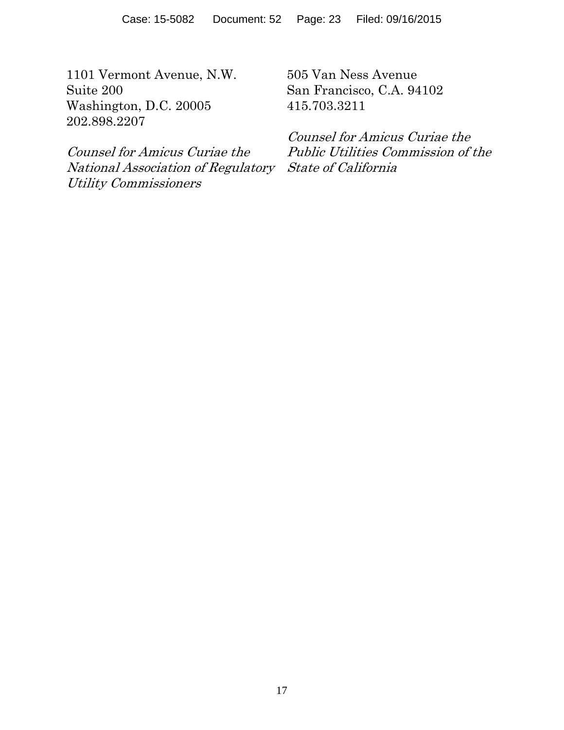1101 Vermont Avenue, N.W.
Suite 200
Washington, D.C. 20005
202.898.2207

*Counsel for Amicus Curiae the National Association of Regulatory Utility Commissioners*

505 Van Ness Avenue
San Francisco, C.A. 94102
415.703.3211

*Counsel for Amicus Curiae the Public Utilities Commission of the State of California*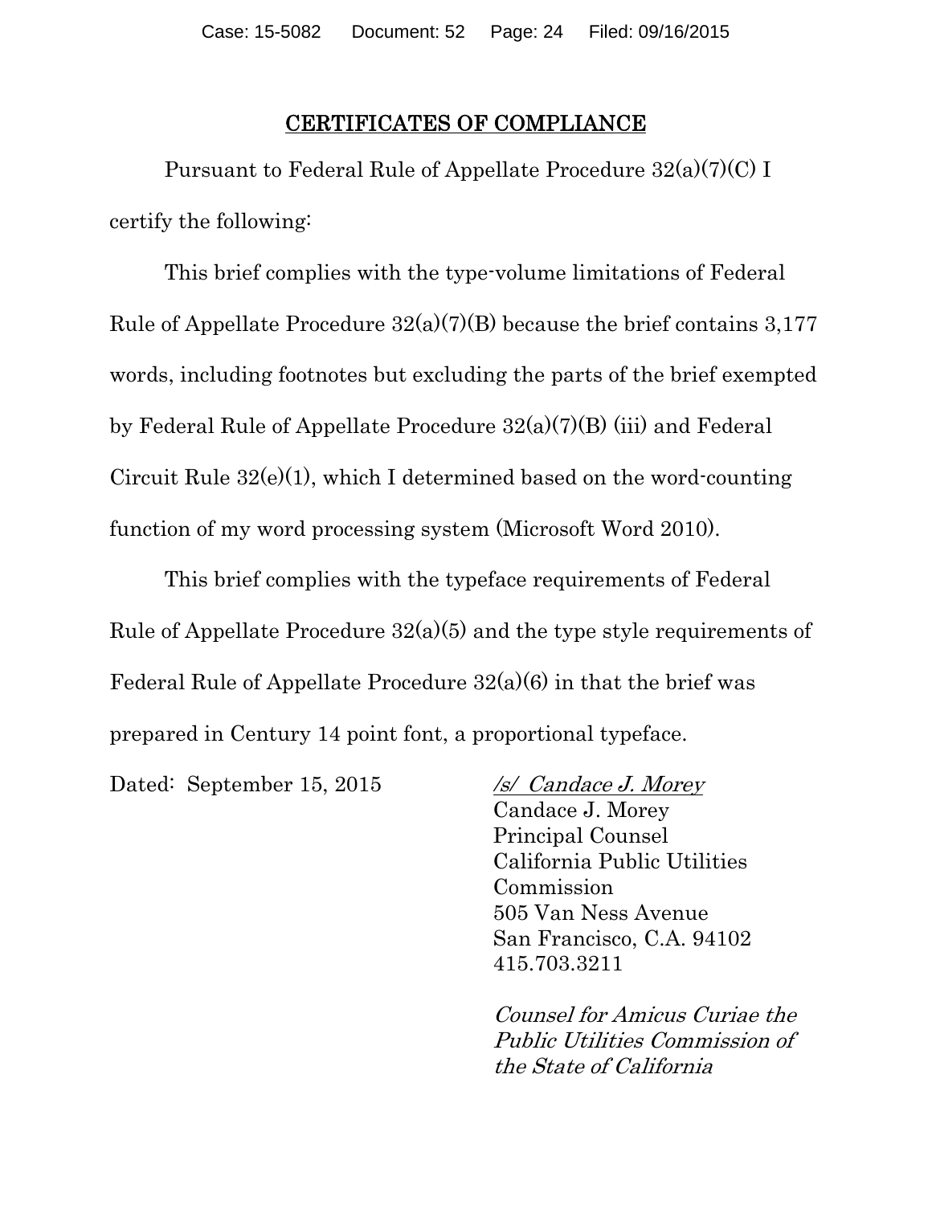## CERTIFICATES OF COMPLIANCE

Pursuant to Federal Rule of Appellate Procedure 32(a)(7)(C) I certify the following:

This brief complies with the type-volume limitations of Federal Rule of Appellate Procedure 32(a)(7)(B) because the brief contains 3,177 words, including footnotes but excluding the parts of the brief exempted by Federal Rule of Appellate Procedure 32(a)(7)(B) (iii) and Federal Circuit Rule 32(e)(1), which I determined based on the word-counting function of my word processing system (Microsoft Word 2010).

This brief complies with the typeface requirements of Federal Rule of Appellate Procedure 32(a)(5) and the type style requirements of Federal Rule of Appellate Procedure 32(a)(6) in that the brief was prepared in Century 14 point font, a proportional typeface.

Dated: September 15, 2015

*/s/ Candace J. Morey*
Candace J. Morey
Principal Counsel
California Public Utilities Commission
505 Van Ness Avenue
San Francisco, C.A. 94102
415.703.3211

*Counsel for Amicus Curiae the Public Utilities Commission of the State of California*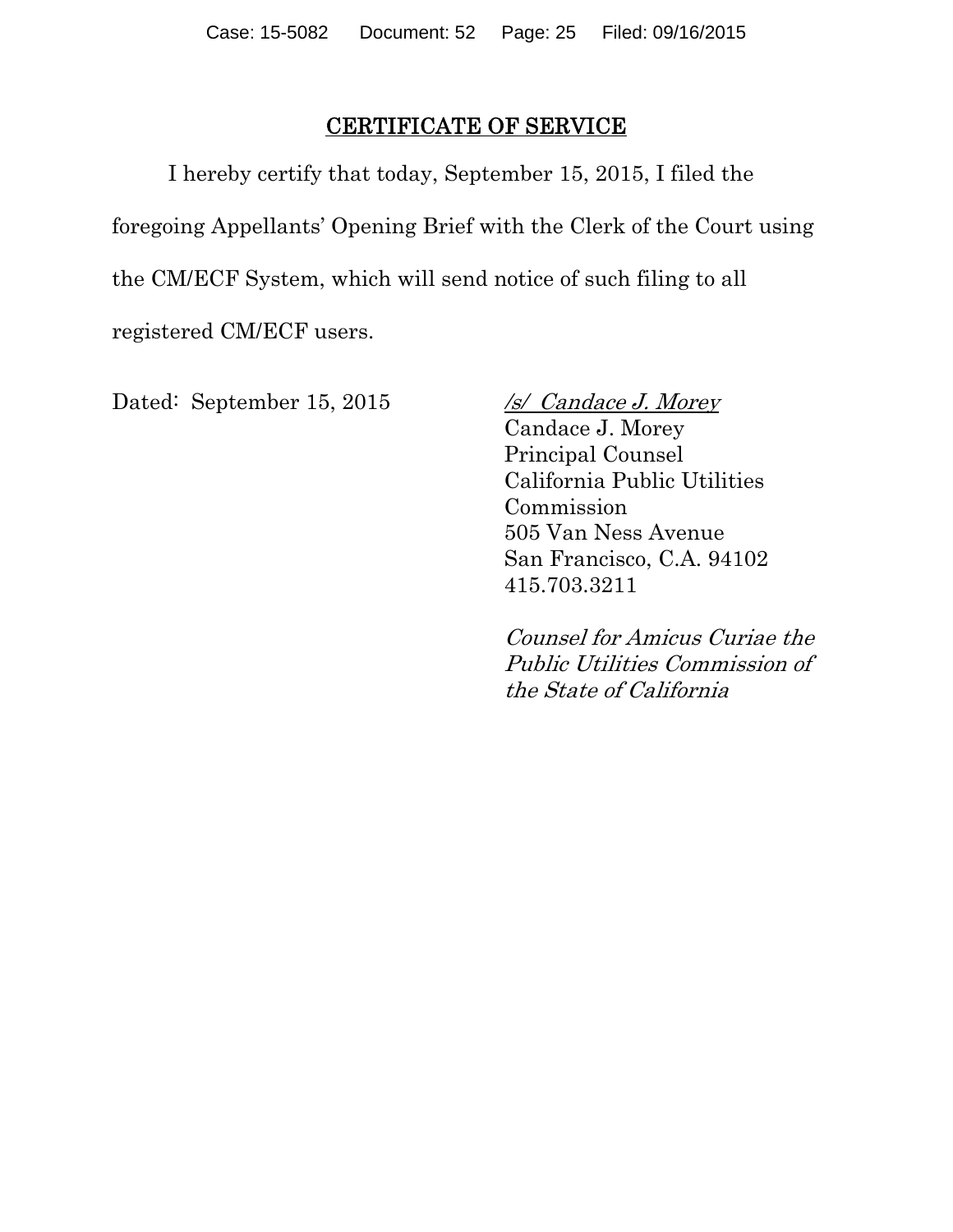## CERTIFICATE OF SERVICE

I hereby certify that today, September 15, 2015, I filed the foregoing Appellants' Opening Brief with the Clerk of the Court using the CM/ECF System, which will send notice of such filing to all registered CM/ECF users.

Dated: September 15, 2015

*/s/ Candace J. Morey*
Candace J. Morey
Principal Counsel
California Public Utilities Commission
505 Van Ness Avenue
San Francisco, C.A. 94102
415.703.3211

*Counsel for Amicus Curiae the Public Utilities Commission of the State of California*